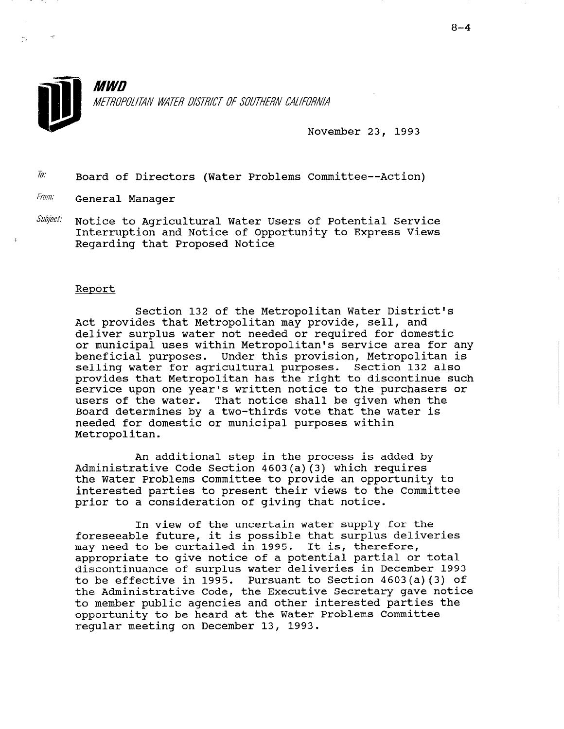**MWD**

*METROPOLITAN WATER DISTRICT OF SOUTHERN CALIFORNIA*

November 23, 1993

To: Board of Directors (Water Problems Committee--Action)

From: General Manager

Subject: Notice to Agricultural Water Users of Potential Service Interruption and Notice of Opportunity to Express Views Regarding that Proposed Notice

## Report

Section 132 of the Metropolitan Water District's Act provides that Metropolitan may provide, sell, and deliver surplus water not needed or required for domestic or municipal uses within Metropolitan's service area for any beneficial purposes. Under this provision, Metropolitan is selling water for agricultural purposes. Section 132 also provides that Metropolitan has the right to discontinue such service upon one year's written notice to the purchasers or users of the water. That notice shall be given when the Board determines by a two-thirds vote that the water is needed for domestic or municipal purposes within Metropolitan.

An additional step in the process is added by Administrative Code Section 4603(a)(3) which requires the Water Problems Committee to provide an opportunity to interested parties to present their views to the Committee prior to a consideration of giving that notice.

In view of the uncertain water supply for the foreseeable future, it is possible that surplus deliveries may need to be curtailed in 1995. It is, therefore, appropriate to give notice of a potential partial or total discontinuance of surplus water deliveries in December 1993 to be effective in 1995. Pursuant to Section 4603(a)(3) of the Administrative Code, the Executive Secretary gave notice to member public agencies and other interested parties the opportunity to be heard at the Water Problems Committee regular meeting on December 13, 1993.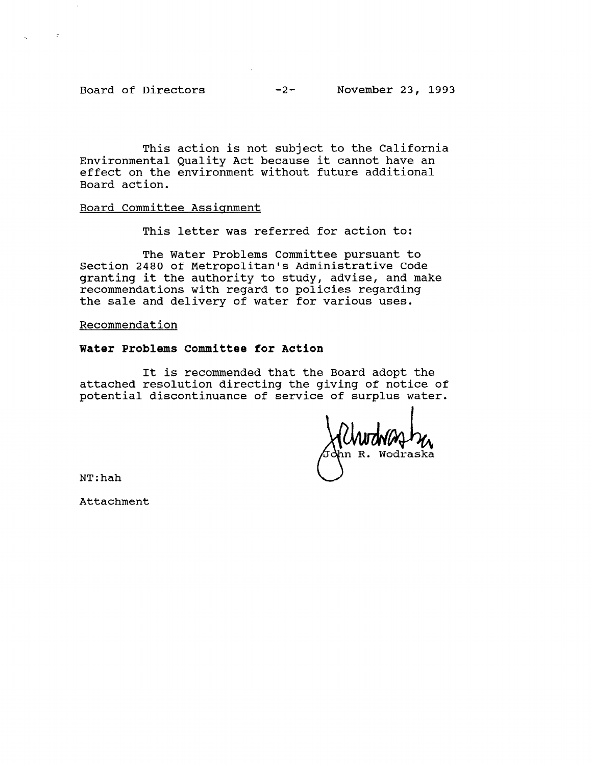This action is not subject to the California Environmental Quality Act because it cannot have an effect on the environment without future additional Board action.

Board Committee Assignment

This letter was referred for action to:

The Water Problems Committee pursuant to Section 2480 of Metropolitan's Administrative Code granting it the authority to study, advise, and make recommendations with regard to policies regarding the sale and delivery of water for various uses.

Recommendation

**Water Problems Committee for Action**

It is recommended that the Board adopt the attached resolution directing the giving of notice of potential discontinuance of service of surplus water.

John R. Wodraska

NT:hah

Attachment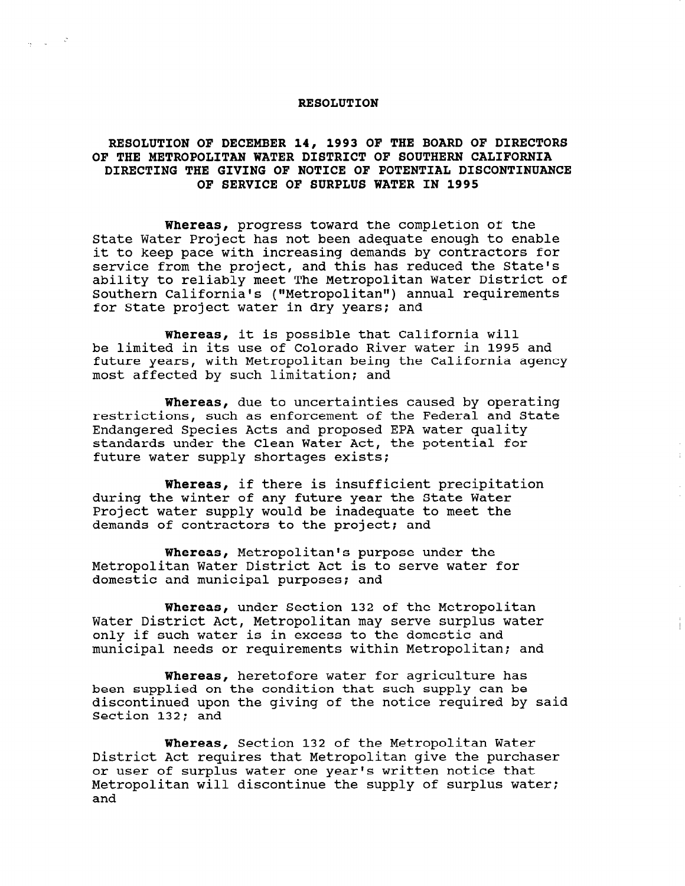# RESOLUTION

## RESOLUTION OF DECEMBER 14, 1993 OF THE BOARD OF DIRECTORS OF THE METROPOLITAN WATER DISTRICT OF SOUTHERN CALIFORNIA DIRECTING THE GIVING OF NOTICE OF POTENTIAL DISCONTINUANCE OF SERVICE OF SURPLUS WATER IN 1995

**Whereas,** progress toward the completion of the State Water Project has not been adequate enough to enable it to keep pace with increasing demands by contractors for service from the project, and this has reduced the State's ability to reliably meet The Metropolitan Water District of Southern California's ("Metropolitan") annual requirements for State project water in dry years; and

**Whereas,** it is possible that California will be limited in its use of Colorado River water in 1995 and future years, with Metropolitan being the California agency most affected by such limitation; and

**Whereas,** due to uncertainties caused by operating restrictions, such as enforcement of the Federal and State Endangered Species Acts and proposed EPA water quality standards under the Clean Water Act, the potential for future water supply shortages exists;

**Whereas,** if there is insufficient precipitation during the winter of any future year the State Water Project water supply would be inadequate to meet the demands of contractors to the project; and

**Whereas,** Metropolitan's purpose under the Metropolitan Water District Act is to serve water for domestic and municipal purposes; and

**Whereas,** under Section 132 of the Metropolitan Water District Act, Metropolitan may serve surplus water only if such water is in excess to the domestic and municipal needs or requirements within Metropolitan; and

**Whereas,** heretofore water for agriculture has been supplied on the condition that such supply can be discontinued upon the giving of the notice required by said Section 132; and

**Whereas,** Section 132 of the Metropolitan Water District Act requires that Metropolitan give the purchaser or user of surplus water one year's written notice that Metropolitan will discontinue the supply of surplus water; and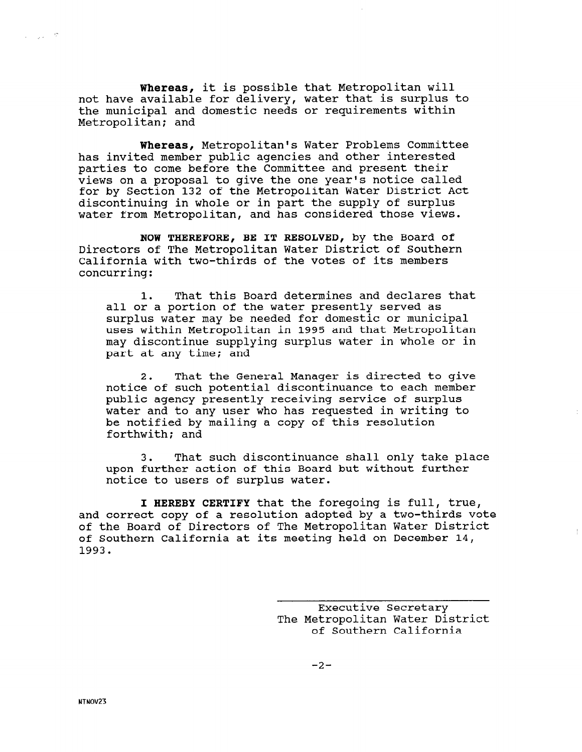**Whereas,** it is possible that Metropolitan will not have available for delivery, water that is surplus to the municipal and domestic needs or requirements within Metropolitan; and

**Whereas,** Metropolitan's Water Problems Committee has invited member public agencies and other interested parties to come before the Committee and present their views on a proposal to give the one year's notice called for by Section 132 of the Metropolitan Water District Act discontinuing in whole or in part the supply of surplus water from Metropolitan, and has considered those views.

**NOW THEREFORE, BE IT RESOLVED,** by the Board of Directors of The Metropolitan Water District of Southern California with two-thirds of the votes of its members concurring:

1. That this Board determines and declares that all or a portion of the water presently served as surplus water may be needed for domestic or municipal uses within Metropolitan in 1995 and that Metropolitan may discontinue supplying surplus water in whole or in part at any time; and

2. That the General Manager is directed to give notice of such potential discontinuance to each member public agency presently receiving service of surplus water and to any user who has requested in writing to be notified by mailing a copy of this resolution forthwith; and

3. That such discontinuance shall only take place upon further action of this Board but without further notice to users of surplus water.

**I HEREBY CERTIFY** that the foregoing is full, true, and correct copy of a resolution adopted by a two-thirds vote of the Board of Directors of The Metropolitan Water District of Southern California at its meeting held on December 14, 1993.

Executive Secretary
The Metropolitan Water District
of Southern California

NTNOV23